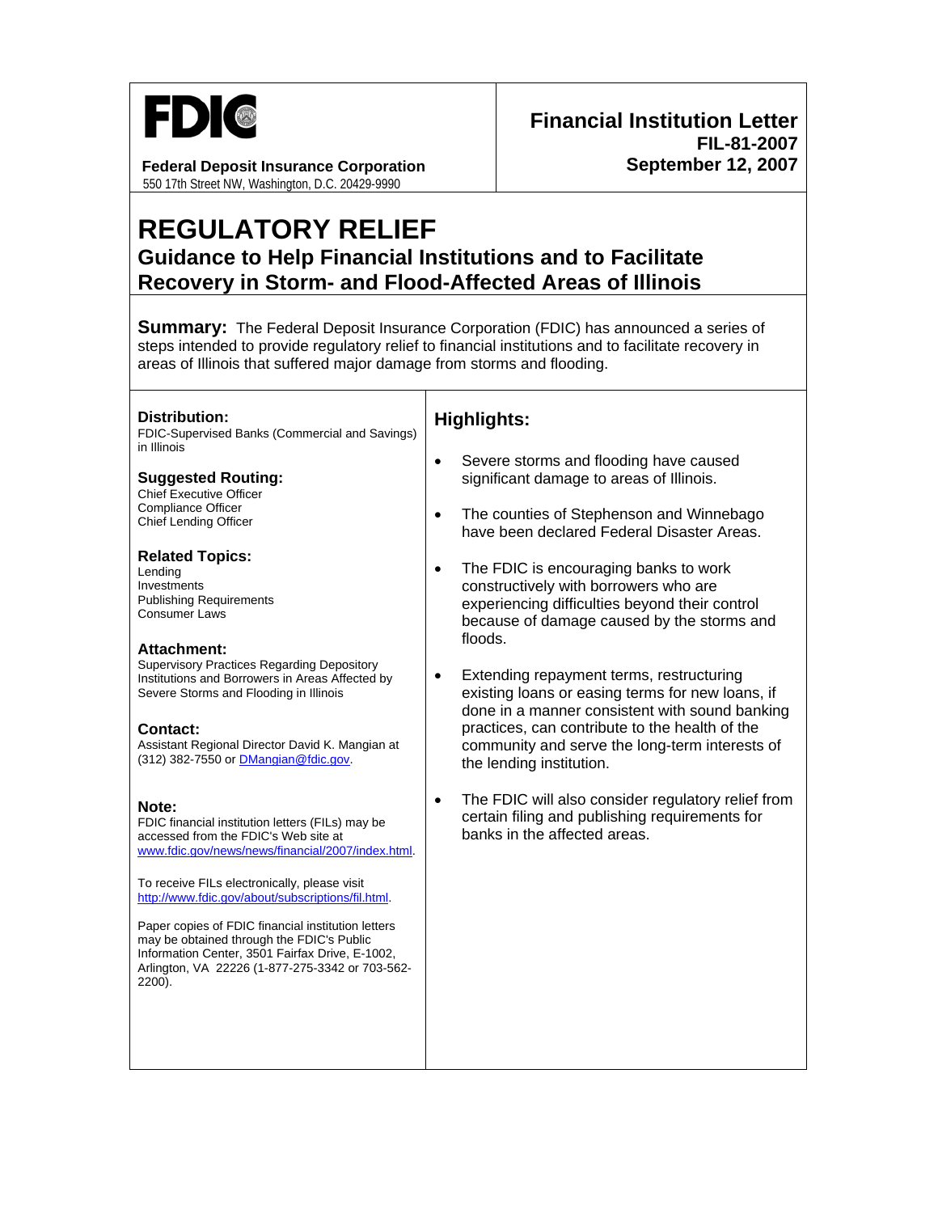**FDIC**

**Federal Deposit Insurance Corporation**
550 17th Street NW, Washington, D.C. 20429-9990

**Financial Institution Letter**
**FIL-81-2007**
**September 12, 2007**

# REGULATORY RELIEF

## Guidance to Help Financial Institutions and to Facilitate Recovery in Storm- and Flood-Affected Areas of Illinois

**Summary:** The Federal Deposit Insurance Corporation (FDIC) has announced a series of steps intended to provide regulatory relief to financial institutions and to facilitate recovery in areas of Illinois that suffered major damage from storms and flooding.

**Distribution:**
FDIC-Supervised Banks (Commercial and Savings) in Illinois

**Suggested Routing:**
Chief Executive Officer
Compliance Officer
Chief Lending Officer

**Related Topics:**
Lending
Investments
Publishing Requirements
Consumer Laws

**Attachment:**
Supervisory Practices Regarding Depository Institutions and Borrowers in Areas Affected by Severe Storms and Flooding in Illinois

**Contact:**
Assistant Regional Director David K. Mangian at (312) 382-7550 or DMangian@fdic.gov.

**Note:**
FDIC financial institution letters (FILs) may be accessed from the FDIC's Web site at www.fdic.gov/news/news/financial/2007/index.html.

To receive FILs electronically, please visit http://www.fdic.gov/about/subscriptions/fil.html.

Paper copies of FDIC financial institution letters may be obtained through the FDIC's Public Information Center, 3501 Fairfax Drive, E-1002, Arlington, VA 22226 (1-877-275-3342 or 703-562-2200).

## Highlights:

- Severe storms and flooding have caused significant damage to areas of Illinois.
- The counties of Stephenson and Winnebago have been declared Federal Disaster Areas.
- The FDIC is encouraging banks to work constructively with borrowers who are experiencing difficulties beyond their control because of damage caused by the storms and floods.
- Extending repayment terms, restructuring existing loans or easing terms for new loans, if done in a manner consistent with sound banking practices, can contribute to the health of the community and serve the long-term interests of the lending institution.
- The FDIC will also consider regulatory relief from certain filing and publishing requirements for banks in the affected areas.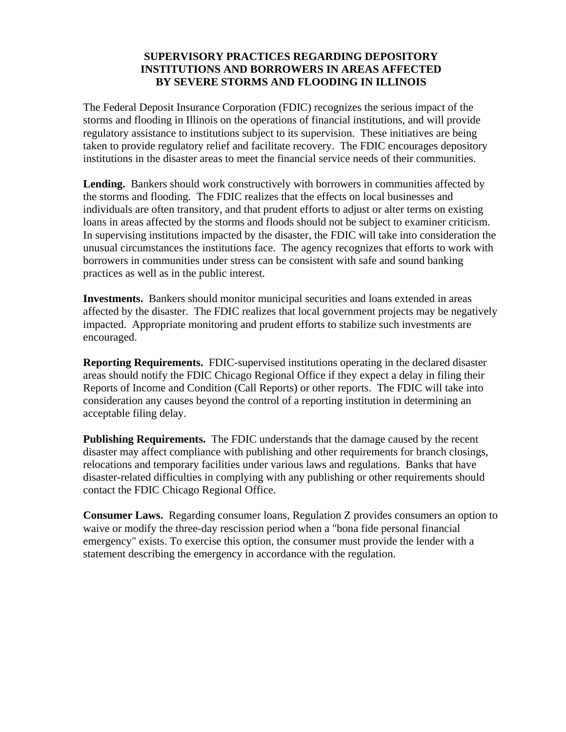# SUPERVISORY PRACTICES REGARDING DEPOSITORY INSTITUTIONS AND BORROWERS IN AREAS AFFECTED BY SEVERE STORMS AND FLOODING IN ILLINOIS

The Federal Deposit Insurance Corporation (FDIC) recognizes the serious impact of the storms and flooding in Illinois on the operations of financial institutions, and will provide regulatory assistance to institutions subject to its supervision. These initiatives are being taken to provide regulatory relief and facilitate recovery. The FDIC encourages depository institutions in the disaster areas to meet the financial service needs of their communities.

**Lending.** Bankers should work constructively with borrowers in communities affected by the storms and flooding. The FDIC realizes that the effects on local businesses and individuals are often transitory, and that prudent efforts to adjust or alter terms on existing loans in areas affected by the storms and floods should not be subject to examiner criticism. In supervising institutions impacted by the disaster, the FDIC will take into consideration the unusual circumstances the institutions face. The agency recognizes that efforts to work with borrowers in communities under stress can be consistent with safe and sound banking practices as well as in the public interest.

**Investments.** Bankers should monitor municipal securities and loans extended in areas affected by the disaster. The FDIC realizes that local government projects may be negatively impacted. Appropriate monitoring and prudent efforts to stabilize such investments are encouraged.

**Reporting Requirements.** FDIC-supervised institutions operating in the declared disaster areas should notify the FDIC Chicago Regional Office if they expect a delay in filing their Reports of Income and Condition (Call Reports) or other reports. The FDIC will take into consideration any causes beyond the control of a reporting institution in determining an acceptable filing delay.

**Publishing Requirements.** The FDIC understands that the damage caused by the recent disaster may affect compliance with publishing and other requirements for branch closings, relocations and temporary facilities under various laws and regulations. Banks that have disaster-related difficulties in complying with any publishing or other requirements should contact the FDIC Chicago Regional Office.

**Consumer Laws.** Regarding consumer loans, Regulation Z provides consumers an option to waive or modify the three-day rescission period when a "bona fide personal financial emergency" exists. To exercise this option, the consumer must provide the lender with a statement describing the emergency in accordance with the regulation.